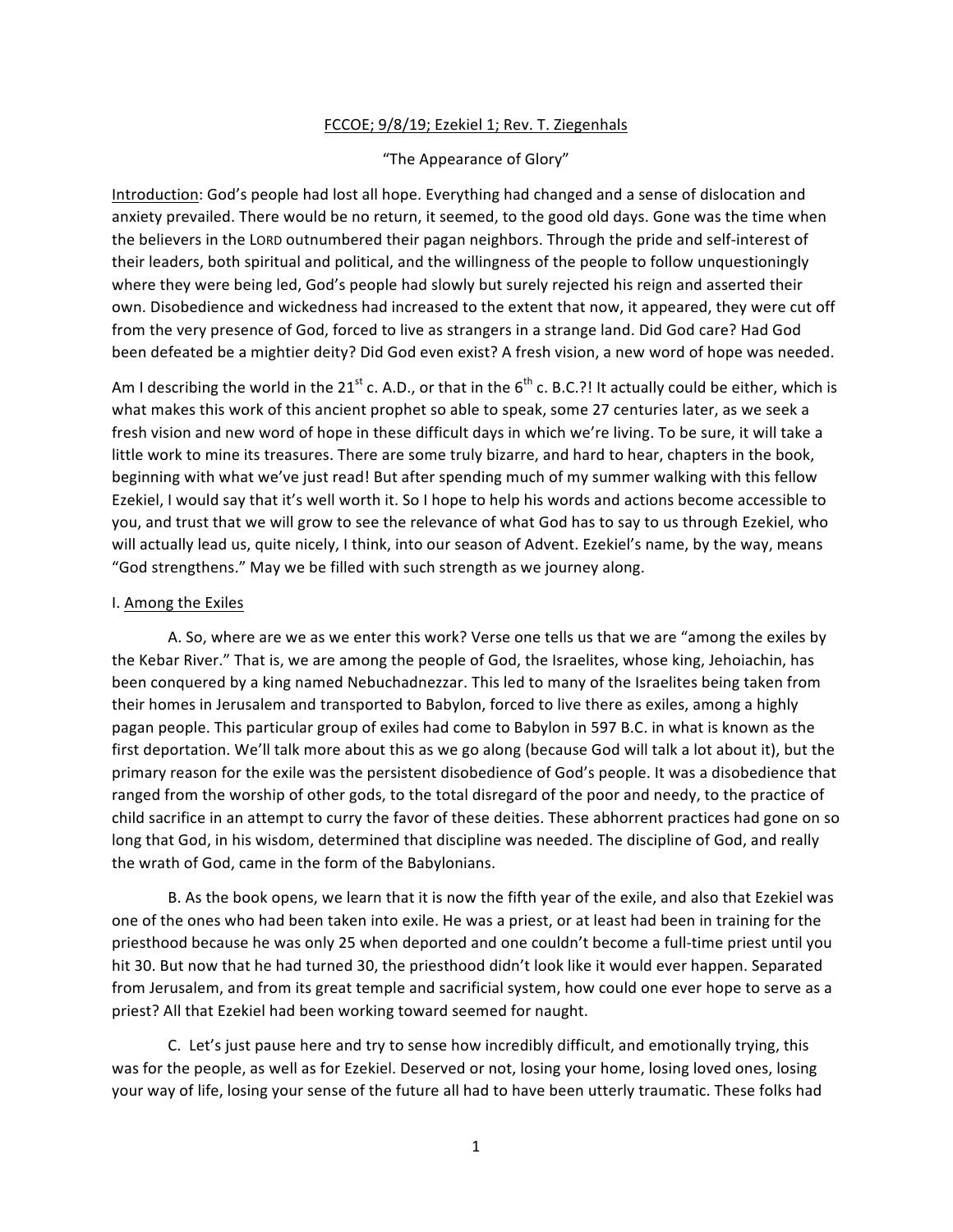FCCOE; 9/8/19; Ezekiel 1; Rev. T. Ziegenhals

"The Appearance of Glory"

Introduction: God's people had lost all hope. Everything had changed and a sense of dislocation and anxiety prevailed. There would be no return, it seemed, to the good old days. Gone was the time when the believers in the LORD outnumbered their pagan neighbors. Through the pride and self-interest of their leaders, both spiritual and political, and the willingness of the people to follow unquestioningly where they were being led, God's people had slowly but surely rejected his reign and asserted their own. Disobedience and wickedness had increased to the extent that now, it appeared, they were cut off from the very presence of God, forced to live as strangers in a strange land. Did God care? Had God been defeated be a mightier deity? Did God even exist? A fresh vision, a new word of hope was needed.

Am I describing the world in the 21st c. A.D., or that in the 6th c. B.C.?! It actually could be either, which is what makes this work of this ancient prophet so able to speak, some 27 centuries later, as we seek a fresh vision and new word of hope in these difficult days in which we're living. To be sure, it will take a little work to mine its treasures. There are some truly bizarre, and hard to hear, chapters in the book, beginning with what we've just read! But after spending much of my summer walking with this fellow Ezekiel, I would say that it's well worth it. So I hope to help his words and actions become accessible to you, and trust that we will grow to see the relevance of what God has to say to us through Ezekiel, who will actually lead us, quite nicely, I think, into our season of Advent. Ezekiel's name, by the way, means "God strengthens." May we be filled with such strength as we journey along.

I. Among the Exiles

A. So, where are we as we enter this work? Verse one tells us that we are "among the exiles by the Kebar River." That is, we are among the people of God, the Israelites, whose king, Jehoiachin, has been conquered by a king named Nebuchadnezzar. This led to many of the Israelites being taken from their homes in Jerusalem and transported to Babylon, forced to live there as exiles, among a highly pagan people. This particular group of exiles had come to Babylon in 597 B.C. in what is known as the first deportation. We'll talk more about this as we go along (because God will talk a lot about it), but the primary reason for the exile was the persistent disobedience of God's people. It was a disobedience that ranged from the worship of other gods, to the total disregard of the poor and needy, to the practice of child sacrifice in an attempt to curry the favor of these deities. These abhorrent practices had gone on so long that God, in his wisdom, determined that discipline was needed. The discipline of God, and really the wrath of God, came in the form of the Babylonians.

B. As the book opens, we learn that it is now the fifth year of the exile, and also that Ezekiel was one of the ones who had been taken into exile. He was a priest, or at least had been in training for the priesthood because he was only 25 when deported and one couldn't become a full-time priest until you hit 30. But now that he had turned 30, the priesthood didn't look like it would ever happen. Separated from Jerusalem, and from its great temple and sacrificial system, how could one ever hope to serve as a priest? All that Ezekiel had been working toward seemed for naught.

C. Let's just pause here and try to sense how incredibly difficult, and emotionally trying, this was for the people, as well as for Ezekiel. Deserved or not, losing your home, losing loved ones, losing your way of life, losing your sense of the future all had to have been utterly traumatic. These folks had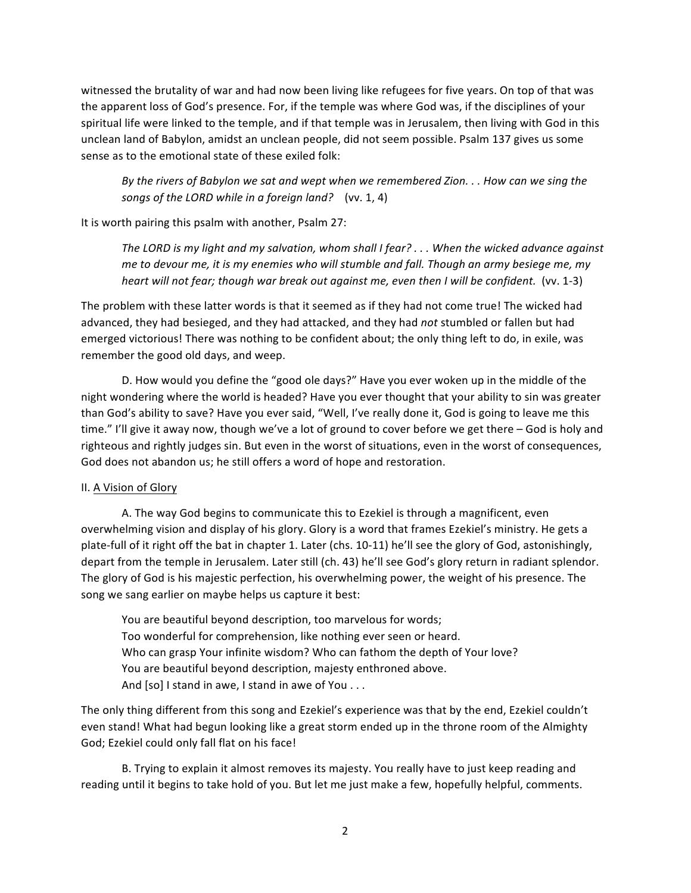witnessed the brutality of war and had now been living like refugees for five years. On top of that was the apparent loss of God's presence. For, if the temple was where God was, if the disciplines of your spiritual life were linked to the temple, and if that temple was in Jerusalem, then living with God in this unclean land of Babylon, amidst an unclean people, did not seem possible. Psalm 137 gives us some sense as to the emotional state of these exiled folk:

> *By the rivers of Babylon we sat and wept when we remembered Zion. . . How can we sing the songs of the LORD while in a foreign land?* (vv. 1, 4)

It is worth pairing this psalm with another, Psalm 27:

> *The LORD is my light and my salvation, whom shall I fear? . . . When the wicked advance against me to devour me, it is my enemies who will stumble and fall. Though an army besiege me, my heart will not fear; though war break out against me, even then I will be confident.* (vv. 1-3)

The problem with these latter words is that it seemed as if they had not come true! The wicked had advanced, they had besieged, and they had attacked, and they had *not* stumbled or fallen but had emerged victorious! There was nothing to be confident about; the only thing left to do, in exile, was remember the good old days, and weep.

D. How would you define the "good ole days?" Have you ever woken up in the middle of the night wondering where the world is headed? Have you ever thought that your ability to sin was greater than God's ability to save? Have you ever said, "Well, I've really done it, God is going to leave me this time." I'll give it away now, though we've a lot of ground to cover before we get there – God is holy and righteous and rightly judges sin. But even in the worst of situations, even in the worst of consequences, God does not abandon us; he still offers a word of hope and restoration.

II. <u>A Vision of Glory</u>

A. The way God begins to communicate this to Ezekiel is through a magnificent, even overwhelming vision and display of his glory. Glory is a word that frames Ezekiel's ministry. He gets a plate-full of it right off the bat in chapter 1. Later (chs. 10-11) he'll see the glory of God, astonishingly, depart from the temple in Jerusalem. Later still (ch. 43) he'll see God's glory return in radiant splendor. The glory of God is his majestic perfection, his overwhelming power, the weight of his presence. The song we sang earlier on maybe helps us capture it best:

> You are beautiful beyond description, too marvelous for words;
> Too wonderful for comprehension, like nothing ever seen or heard.
> Who can grasp Your infinite wisdom? Who can fathom the depth of Your love?
> You are beautiful beyond description, majesty enthroned above.
> And [so] I stand in awe, I stand in awe of You . . .

The only thing different from this song and Ezekiel's experience was that by the end, Ezekiel couldn't even stand! What had begun looking like a great storm ended up in the throne room of the Almighty God; Ezekiel could only fall flat on his face!

B. Trying to explain it almost removes its majesty. You really have to just keep reading and reading until it begins to take hold of you. But let me just make a few, hopefully helpful, comments.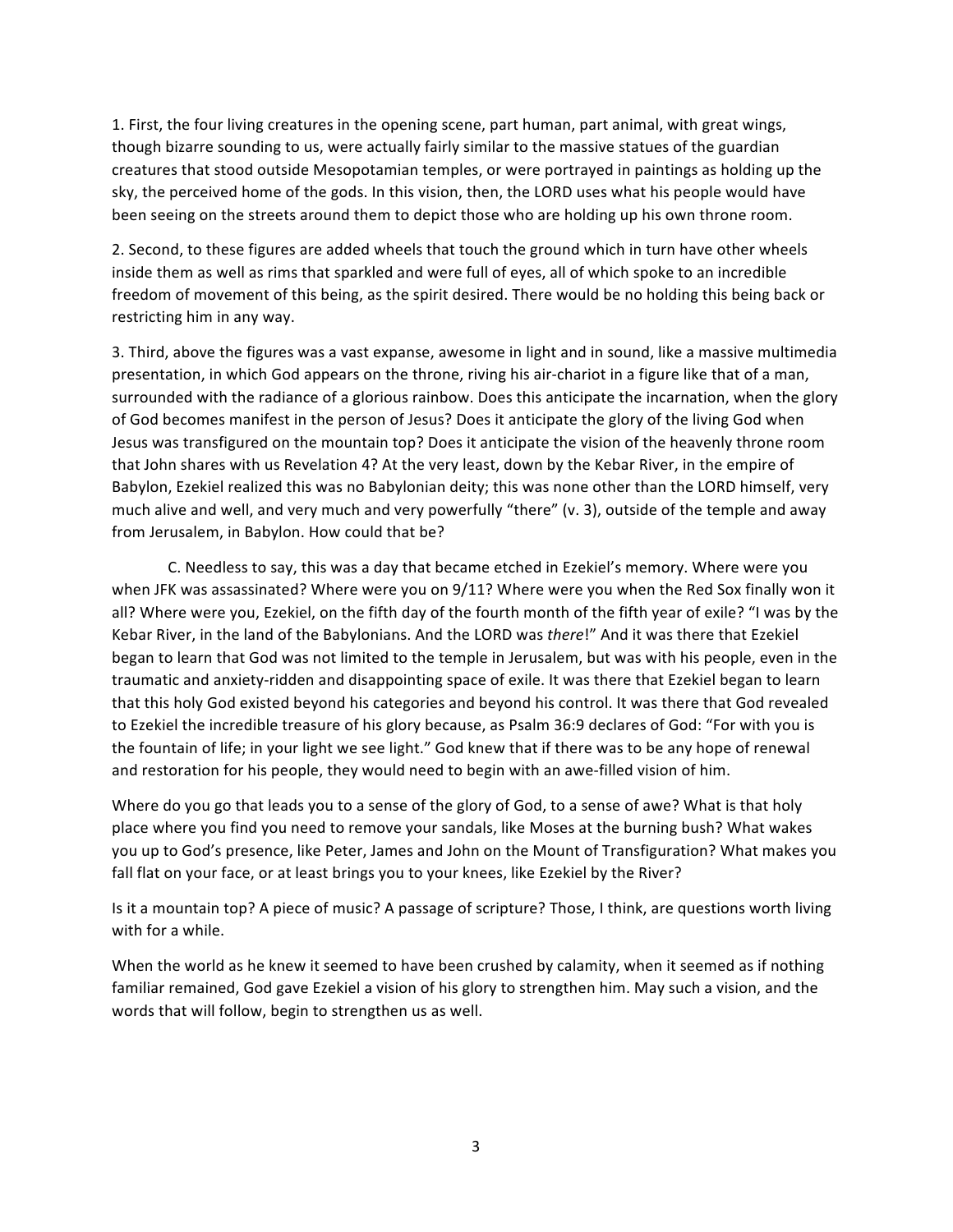1. First, the four living creatures in the opening scene, part human, part animal, with great wings, though bizarre sounding to us, were actually fairly similar to the massive statues of the guardian creatures that stood outside Mesopotamian temples, or were portrayed in paintings as holding up the sky, the perceived home of the gods. In this vision, then, the LORD uses what his people would have been seeing on the streets around them to depict those who are holding up his own throne room.

2. Second, to these figures are added wheels that touch the ground which in turn have other wheels inside them as well as rims that sparkled and were full of eyes, all of which spoke to an incredible freedom of movement of this being, as the spirit desired. There would be no holding this being back or restricting him in any way.

3. Third, above the figures was a vast expanse, awesome in light and in sound, like a massive multimedia presentation, in which God appears on the throne, riving his air-chariot in a figure like that of a man, surrounded with the radiance of a glorious rainbow. Does this anticipate the incarnation, when the glory of God becomes manifest in the person of Jesus? Does it anticipate the glory of the living God when Jesus was transfigured on the mountain top? Does it anticipate the vision of the heavenly throne room that John shares with us Revelation 4? At the very least, down by the Kebar River, in the empire of Babylon, Ezekiel realized this was no Babylonian deity; this was none other than the LORD himself, very much alive and well, and very much and very powerfully "there" (v. 3), outside of the temple and away from Jerusalem, in Babylon. How could that be?

C. Needless to say, this was a day that became etched in Ezekiel's memory. Where were you when JFK was assassinated? Where were you on 9/11? Where were you when the Red Sox finally won it all? Where were you, Ezekiel, on the fifth day of the fourth month of the fifth year of exile? "I was by the Kebar River, in the land of the Babylonians. And the LORD was *there*!" And it was there that Ezekiel began to learn that God was not limited to the temple in Jerusalem, but was with his people, even in the traumatic and anxiety-ridden and disappointing space of exile. It was there that Ezekiel began to learn that this holy God existed beyond his categories and beyond his control. It was there that God revealed to Ezekiel the incredible treasure of his glory because, as Psalm 36:9 declares of God: "For with you is the fountain of life; in your light we see light." God knew that if there was to be any hope of renewal and restoration for his people, they would need to begin with an awe-filled vision of him.

Where do you go that leads you to a sense of the glory of God, to a sense of awe? What is that holy place where you find you need to remove your sandals, like Moses at the burning bush? What wakes you up to God's presence, like Peter, James and John on the Mount of Transfiguration? What makes you fall flat on your face, or at least brings you to your knees, like Ezekiel by the River?

Is it a mountain top? A piece of music? A passage of scripture? Those, I think, are questions worth living with for a while.

When the world as he knew it seemed to have been crushed by calamity, when it seemed as if nothing familiar remained, God gave Ezekiel a vision of his glory to strengthen him. May such a vision, and the words that will follow, begin to strengthen us as well.